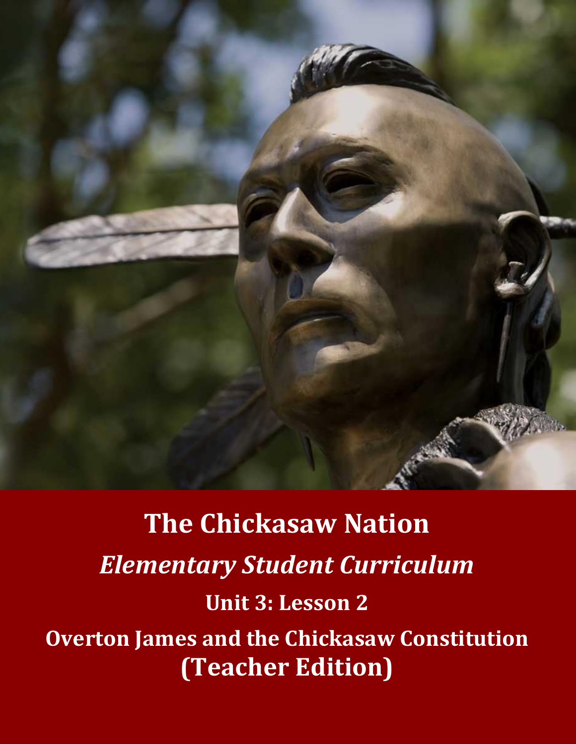# The Chickasaw Nation

## *Elementary Student Curriculum*

### Unit 3: Lesson 2

### Overton James and the Chickasaw Constitution (Teacher Edition)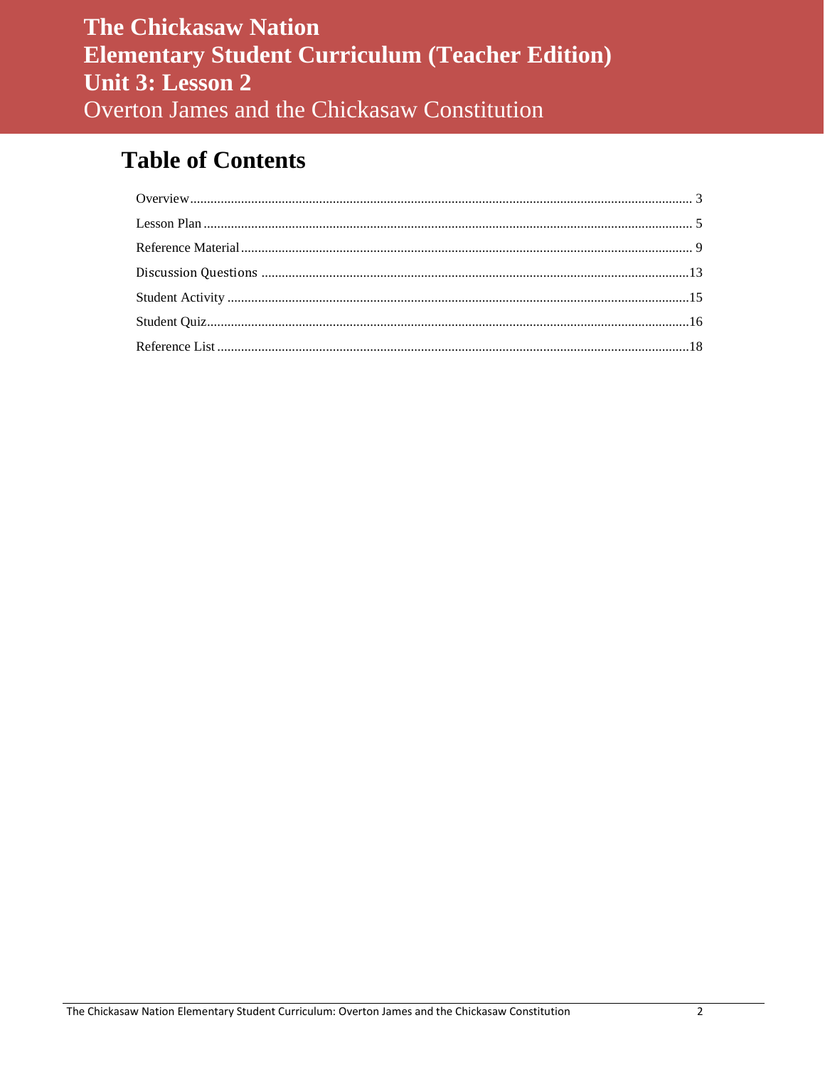# The Chickasaw Nation
# Elementary Student Curriculum (Teacher Edition)
# Unit 3: Lesson 2
## Overton James and the Chickasaw Constitution

## Table of Contents

Overview .......... 3
Lesson Plan .......... 5
Reference Material .......... 9
Discussion Questions .......... 13
Student Activity .......... 15
Student Quiz .......... 16
Reference List .......... 18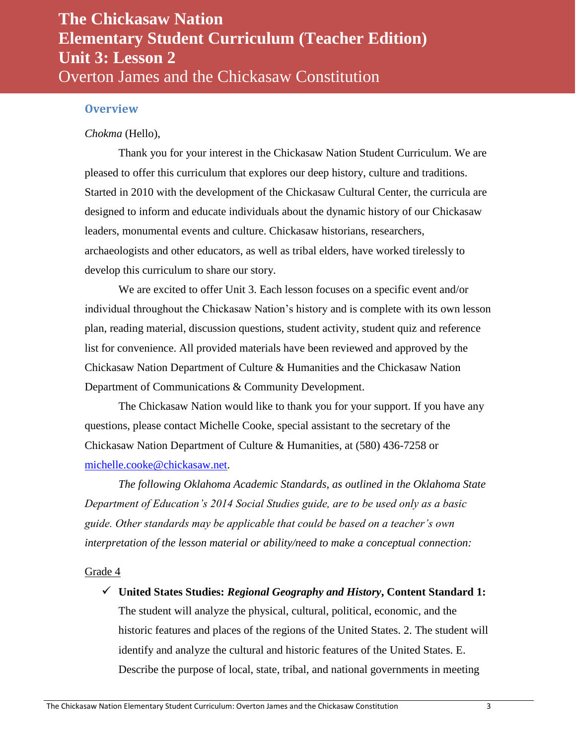# The Chickasaw Nation
# Elementary Student Curriculum (Teacher Edition)
# Unit 3: Lesson 2
Overton James and the Chickasaw Constitution

## Overview

*Chokma* (Hello),

Thank you for your interest in the Chickasaw Nation Student Curriculum. We are pleased to offer this curriculum that explores our deep history, culture and traditions. Started in 2010 with the development of the Chickasaw Cultural Center, the curricula are designed to inform and educate individuals about the dynamic history of our Chickasaw leaders, monumental events and culture. Chickasaw historians, researchers, archaeologists and other educators, as well as tribal elders, have worked tirelessly to develop this curriculum to share our story.

We are excited to offer Unit 3. Each lesson focuses on a specific event and/or individual throughout the Chickasaw Nation's history and is complete with its own lesson plan, reading material, discussion questions, student activity, student quiz and reference list for convenience. All provided materials have been reviewed and approved by the Chickasaw Nation Department of Culture & Humanities and the Chickasaw Nation Department of Communications & Community Development.

The Chickasaw Nation would like to thank you for your support. If you have any questions, please contact Michelle Cooke, special assistant to the secretary of the Chickasaw Nation Department of Culture & Humanities, at (580) 436-7258 or [michelle.cooke@chickasaw.net](mailto:michelle.cooke@chickasaw.net).

*The following Oklahoma Academic Standards, as outlined in the Oklahoma State Department of Education's 2014 Social Studies guide, are to be used only as a basic guide. Other standards may be applicable that could be based on a teacher's own interpretation of the lesson material or ability/need to make a conceptual connection:*

Grade 4

- ✓ **United States Studies: *Regional Geography and History*, Content Standard 1:** The student will analyze the physical, cultural, political, economic, and the historic features and places of the regions of the United States. 2. The student will identify and analyze the cultural and historic features of the United States. E. Describe the purpose of local, state, tribal, and national governments in meeting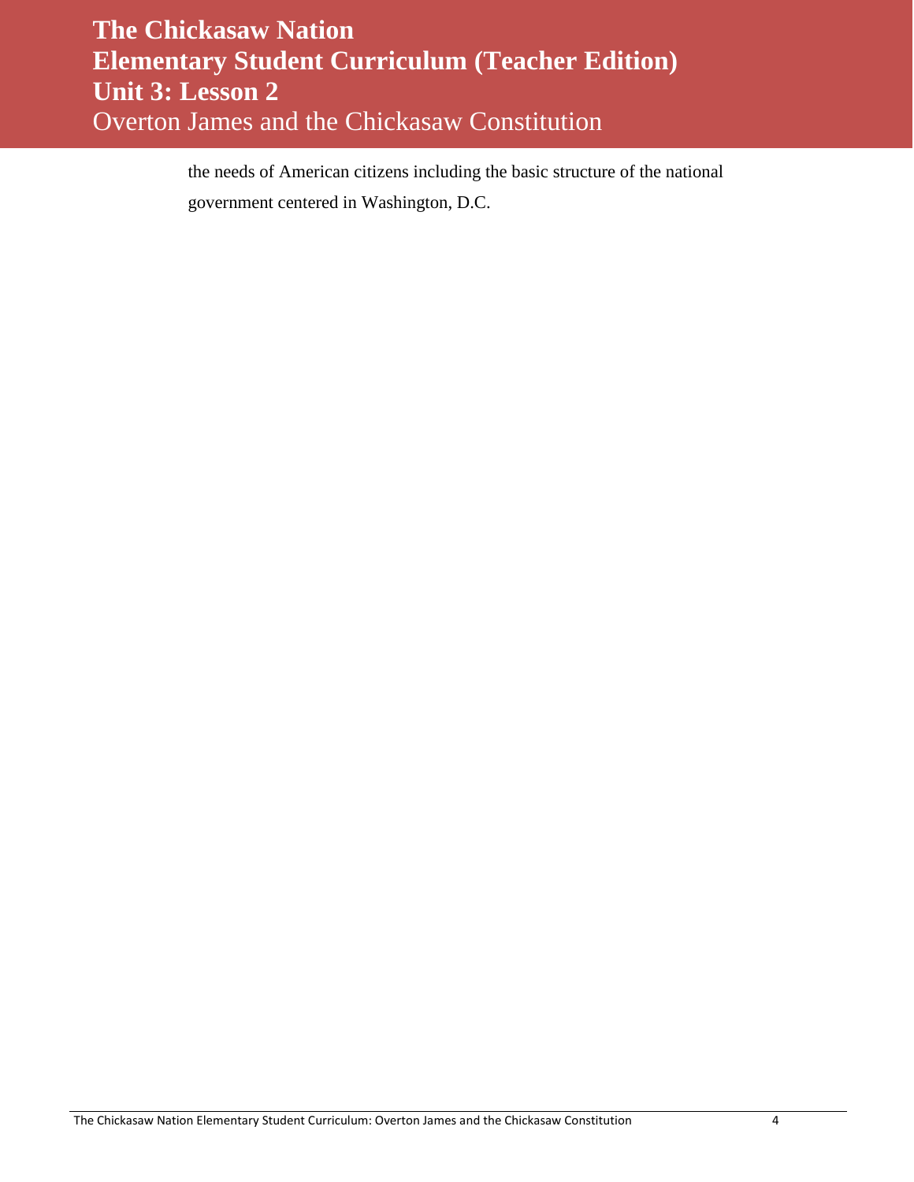the needs of American citizens including the basic structure of the national government centered in Washington, D.C.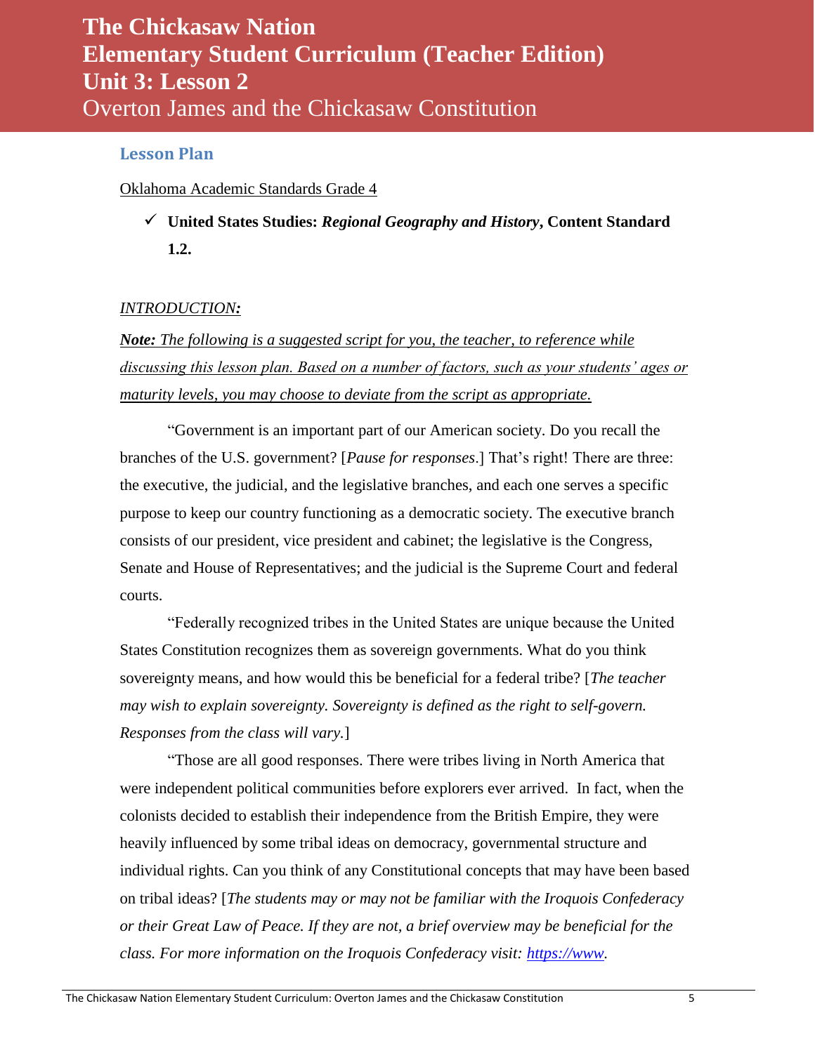# The Chickasaw Nation
# Elementary Student Curriculum (Teacher Edition)
# Unit 3: Lesson 2
## Overton James and the Chickasaw Constitution

### Lesson Plan

Oklahoma Academic Standards Grade 4

- ✓ **United States Studies: *Regional Geography and History*, Content Standard 1.2.**

*INTRODUCTION:*

***Note:*** *The following is a suggested script for you, the teacher, to reference while discussing this lesson plan. Based on a number of factors, such as your students' ages or maturity levels, you may choose to deviate from the script as appropriate.*

"Government is an important part of our American society. Do you recall the branches of the U.S. government? [*Pause for responses*.] That's right! There are three: the executive, the judicial, and the legislative branches, and each one serves a specific purpose to keep our country functioning as a democratic society. The executive branch consists of our president, vice president and cabinet; the legislative is the Congress, Senate and House of Representatives; and the judicial is the Supreme Court and federal courts.

"Federally recognized tribes in the United States are unique because the United States Constitution recognizes them as sovereign governments. What do you think sovereignty means, and how would this be beneficial for a federal tribe? [*The teacher may wish to explain sovereignty. Sovereignty is defined as the right to self-govern. Responses from the class will vary.*]

"Those are all good responses. There were tribes living in North America that were independent political communities before explorers ever arrived. In fact, when the colonists decided to establish their independence from the British Empire, they were heavily influenced by some tribal ideas on democracy, governmental structure and individual rights. Can you think of any Constitutional concepts that may have been based on tribal ideas? [*The students may or may not be familiar with the Iroquois Confederacy or their Great Law of Peace. If they are not, a brief overview may be beneficial for the class. For more information on the Iroquois Confederacy visit: https://www.*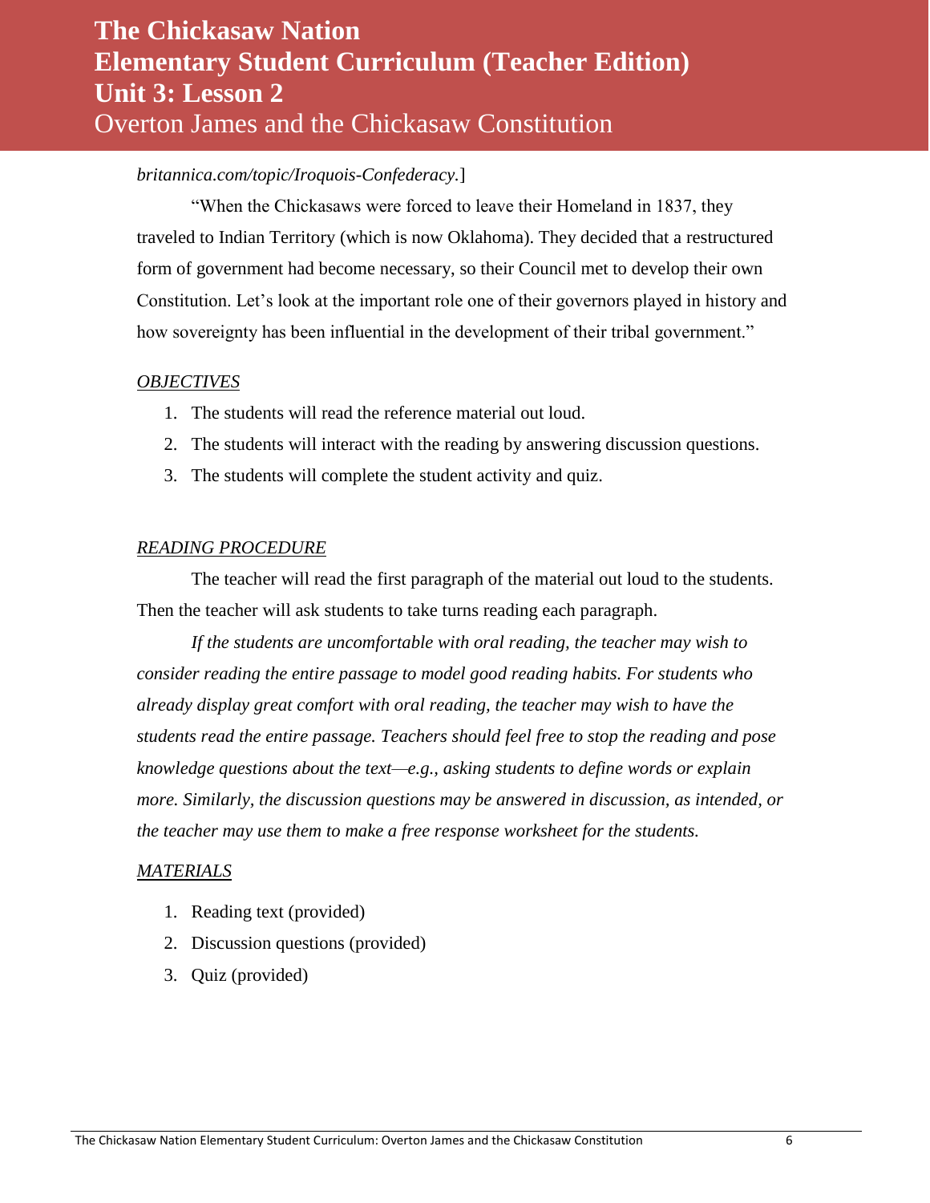*britannica.com/topic/Iroquois-Confederacy.*]

"When the Chickasaws were forced to leave their Homeland in 1837, they traveled to Indian Territory (which is now Oklahoma). They decided that a restructured form of government had become necessary, so their Council met to develop their own Constitution. Let's look at the important role one of their governors played in history and how sovereignty has been influential in the development of their tribal government."

*OBJECTIVES*

1. The students will read the reference material out loud.
2. The students will interact with the reading by answering discussion questions.
3. The students will complete the student activity and quiz.

*READING PROCEDURE*

The teacher will read the first paragraph of the material out loud to the students. Then the teacher will ask students to take turns reading each paragraph.

*If the students are uncomfortable with oral reading, the teacher may wish to consider reading the entire passage to model good reading habits. For students who already display great comfort with oral reading, the teacher may wish to have the students read the entire passage. Teachers should feel free to stop the reading and pose knowledge questions about the text—e.g., asking students to define words or explain more. Similarly, the discussion questions may be answered in discussion, as intended, or the teacher may use them to make a free response worksheet for the students.*

*MATERIALS*

1. Reading text (provided)
2. Discussion questions (provided)
3. Quiz (provided)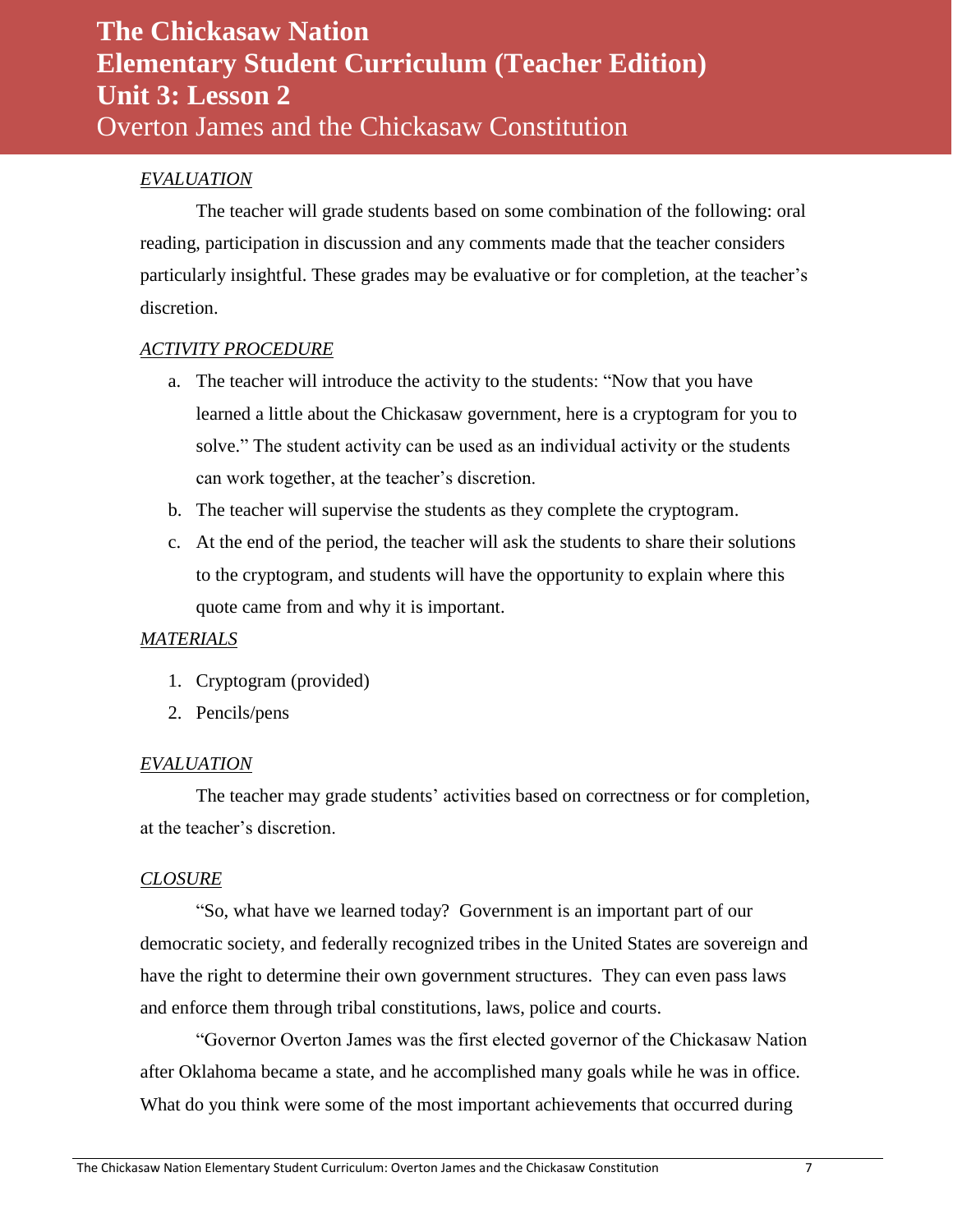*EVALUATION*

The teacher will grade students based on some combination of the following: oral reading, participation in discussion and any comments made that the teacher considers particularly insightful. These grades may be evaluative or for completion, at the teacher's discretion.

*ACTIVITY PROCEDURE*

a. The teacher will introduce the activity to the students: "Now that you have learned a little about the Chickasaw government, here is a cryptogram for you to solve." The student activity can be used as an individual activity or the students can work together, at the teacher's discretion.
b. The teacher will supervise the students as they complete the cryptogram.
c. At the end of the period, the teacher will ask the students to share their solutions to the cryptogram, and students will have the opportunity to explain where this quote came from and why it is important.

*MATERIALS*

1. Cryptogram (provided)
2. Pencils/pens

*EVALUATION*

The teacher may grade students' activities based on correctness or for completion, at the teacher's discretion.

*CLOSURE*

"So, what have we learned today? Government is an important part of our democratic society, and federally recognized tribes in the United States are sovereign and have the right to determine their own government structures. They can even pass laws and enforce them through tribal constitutions, laws, police and courts.

"Governor Overton James was the first elected governor of the Chickasaw Nation after Oklahoma became a state, and he accomplished many goals while he was in office. What do you think were some of the most important achievements that occurred during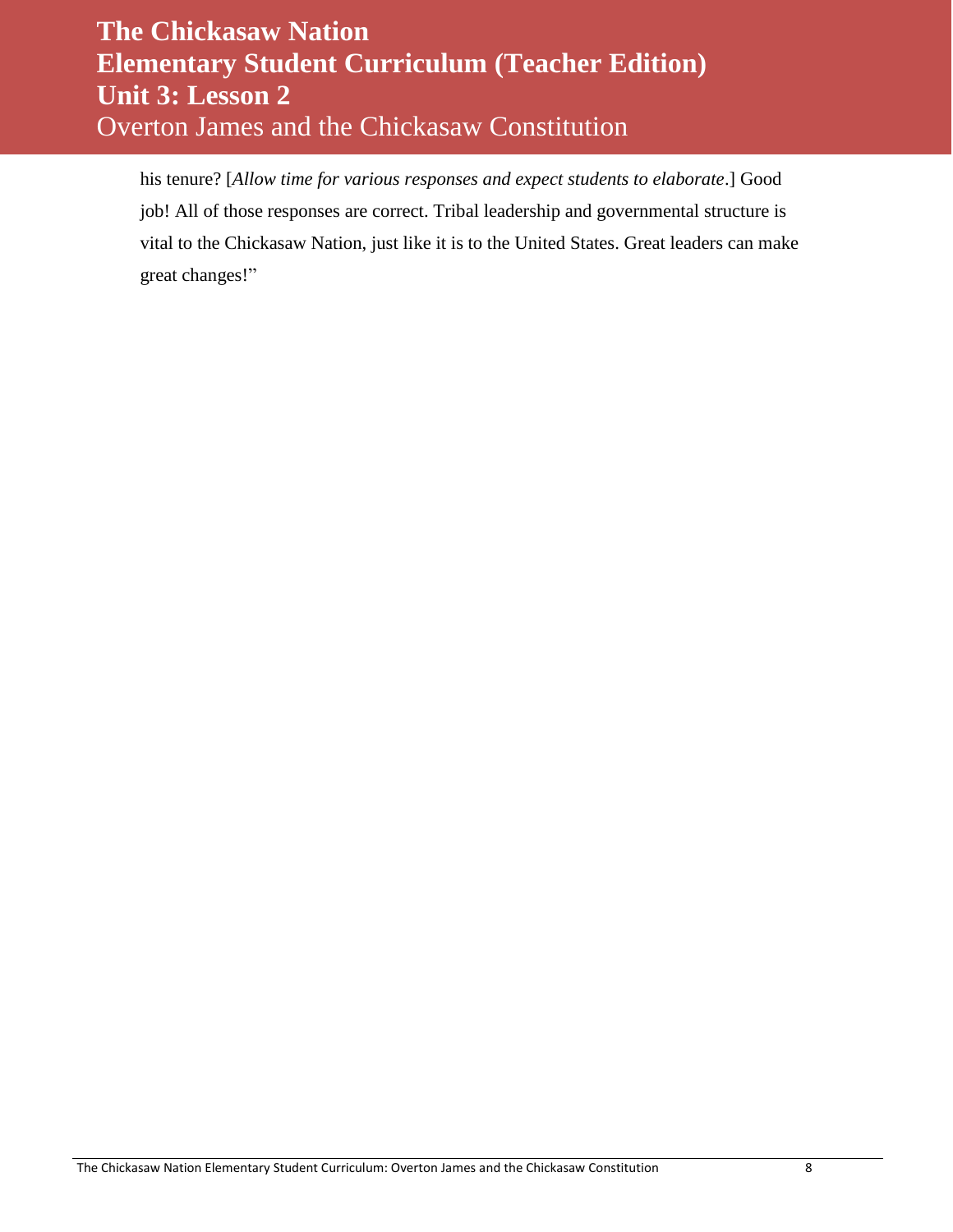his tenure? [*Allow time for various responses and expect students to elaborate*.] Good job! All of those responses are correct. Tribal leadership and governmental structure is vital to the Chickasaw Nation, just like it is to the United States. Great leaders can make great changes!"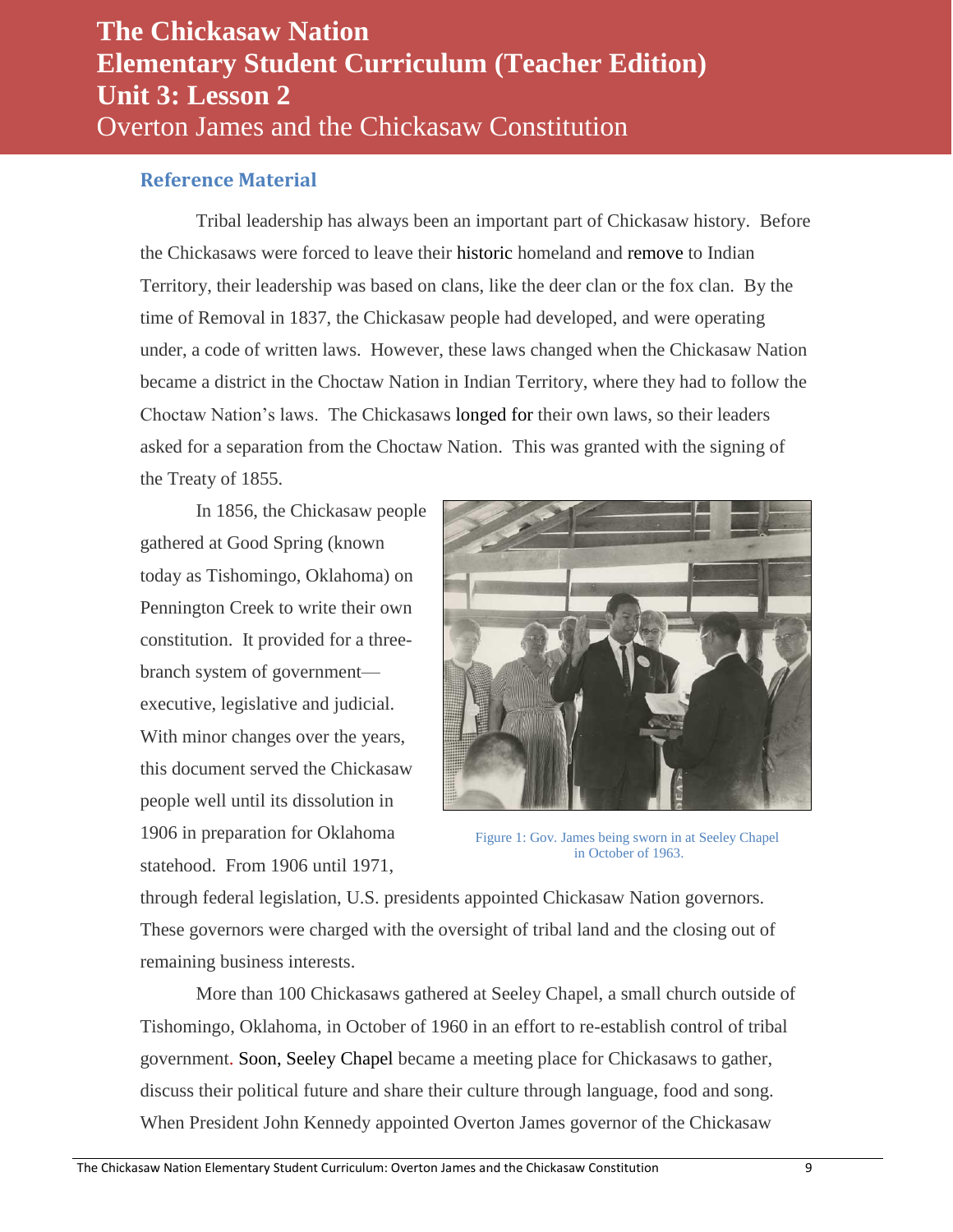# The Chickasaw Nation
# Elementary Student Curriculum (Teacher Edition)
# Unit 3: Lesson 2
## Overton James and the Chickasaw Constitution

### Reference Material

Tribal leadership has always been an important part of Chickasaw history. Before the Chickasaws were forced to leave their historic homeland and remove to Indian Territory, their leadership was based on clans, like the deer clan or the fox clan. By the time of Removal in 1837, the Chickasaw people had developed, and were operating under, a code of written laws. However, these laws changed when the Chickasaw Nation became a district in the Choctaw Nation in Indian Territory, where they had to follow the Choctaw Nation's laws. The Chickasaws longed for their own laws, so their leaders asked for a separation from the Choctaw Nation. This was granted with the signing of the Treaty of 1855.

In 1856, the Chickasaw people gathered at Good Spring (known today as Tishomingo, Oklahoma) on Pennington Creek to write their own constitution. It provided for a three-branch system of government—executive, legislative and judicial. With minor changes over the years, this document served the Chickasaw people well until its dissolution in 1906 in preparation for Oklahoma statehood. From 1906 until 1971, through federal legislation, U.S. presidents appointed Chickasaw Nation governors. These governors were charged with the oversight of tribal land and the closing out of remaining business interests.

Figure 1: Gov. James being sworn in at Seeley Chapel in October of 1963.

More than 100 Chickasaws gathered at Seeley Chapel, a small church outside of Tishomingo, Oklahoma, in October of 1960 in an effort to re-establish control of tribal government. Soon, Seeley Chapel became a meeting place for Chickasaws to gather, discuss their political future and share their culture through language, food and song. When President John Kennedy appointed Overton James governor of the Chickasaw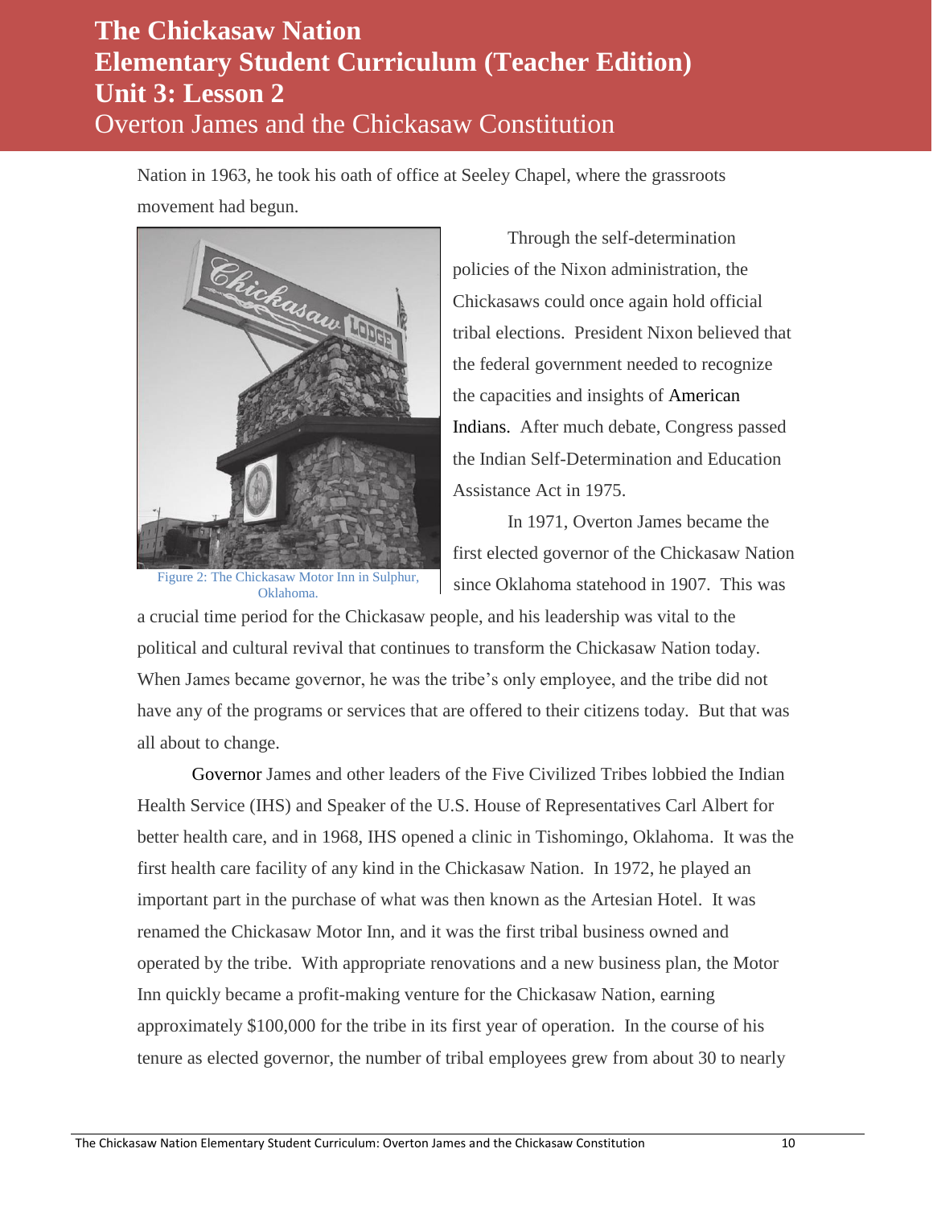Nation in 1963, he took his oath of office at Seeley Chapel, where the grassroots movement had begun.

Figure 2: The Chickasaw Motor Inn in Sulphur, Oklahoma.

Through the self-determination policies of the Nixon administration, the Chickasaws could once again hold official tribal elections. President Nixon believed that the federal government needed to recognize the capacities and insights of American Indians. After much debate, Congress passed the Indian Self-Determination and Education Assistance Act in 1975.

In 1971, Overton James became the first elected governor of the Chickasaw Nation since Oklahoma statehood in 1907. This was a crucial time period for the Chickasaw people, and his leadership was vital to the political and cultural revival that continues to transform the Chickasaw Nation today. When James became governor, he was the tribe's only employee, and the tribe did not have any of the programs or services that are offered to their citizens today. But that was all about to change.

Governor James and other leaders of the Five Civilized Tribes lobbied the Indian Health Service (IHS) and Speaker of the U.S. House of Representatives Carl Albert for better health care, and in 1968, IHS opened a clinic in Tishomingo, Oklahoma. It was the first health care facility of any kind in the Chickasaw Nation. In 1972, he played an important part in the purchase of what was then known as the Artesian Hotel. It was renamed the Chickasaw Motor Inn, and it was the first tribal business owned and operated by the tribe. With appropriate renovations and a new business plan, the Motor Inn quickly became a profit-making venture for the Chickasaw Nation, earning approximately $100,000 for the tribe in its first year of operation. In the course of his tenure as elected governor, the number of tribal employees grew from about 30 to nearly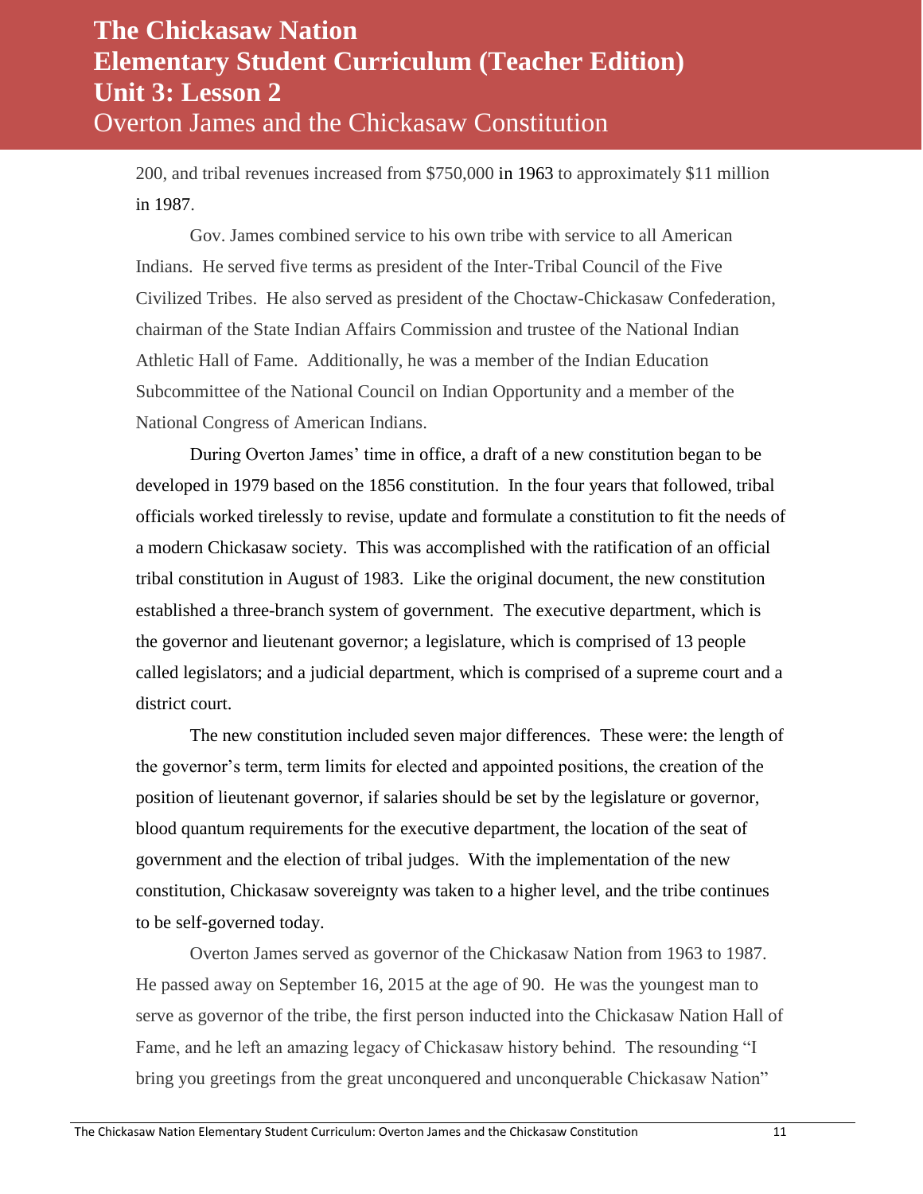200, and tribal revenues increased from $750,000 in 1963 to approximately $11 million in 1987.

Gov. James combined service to his own tribe with service to all American Indians. He served five terms as president of the Inter-Tribal Council of the Five Civilized Tribes. He also served as president of the Choctaw-Chickasaw Confederation, chairman of the State Indian Affairs Commission and trustee of the National Indian Athletic Hall of Fame. Additionally, he was a member of the Indian Education Subcommittee of the National Council on Indian Opportunity and a member of the National Congress of American Indians.

During Overton James' time in office, a draft of a new constitution began to be developed in 1979 based on the 1856 constitution. In the four years that followed, tribal officials worked tirelessly to revise, update and formulate a constitution to fit the needs of a modern Chickasaw society. This was accomplished with the ratification of an official tribal constitution in August of 1983. Like the original document, the new constitution established a three-branch system of government. The executive department, which is the governor and lieutenant governor; a legislature, which is comprised of 13 people called legislators; and a judicial department, which is comprised of a supreme court and a district court.

The new constitution included seven major differences. These were: the length of the governor's term, term limits for elected and appointed positions, the creation of the position of lieutenant governor, if salaries should be set by the legislature or governor, blood quantum requirements for the executive department, the location of the seat of government and the election of tribal judges. With the implementation of the new constitution, Chickasaw sovereignty was taken to a higher level, and the tribe continues to be self-governed today.

Overton James served as governor of the Chickasaw Nation from 1963 to 1987. He passed away on September 16, 2015 at the age of 90. He was the youngest man to serve as governor of the tribe, the first person inducted into the Chickasaw Nation Hall of Fame, and he left an amazing legacy of Chickasaw history behind. The resounding "I bring you greetings from the great unconquered and unconquerable Chickasaw Nation"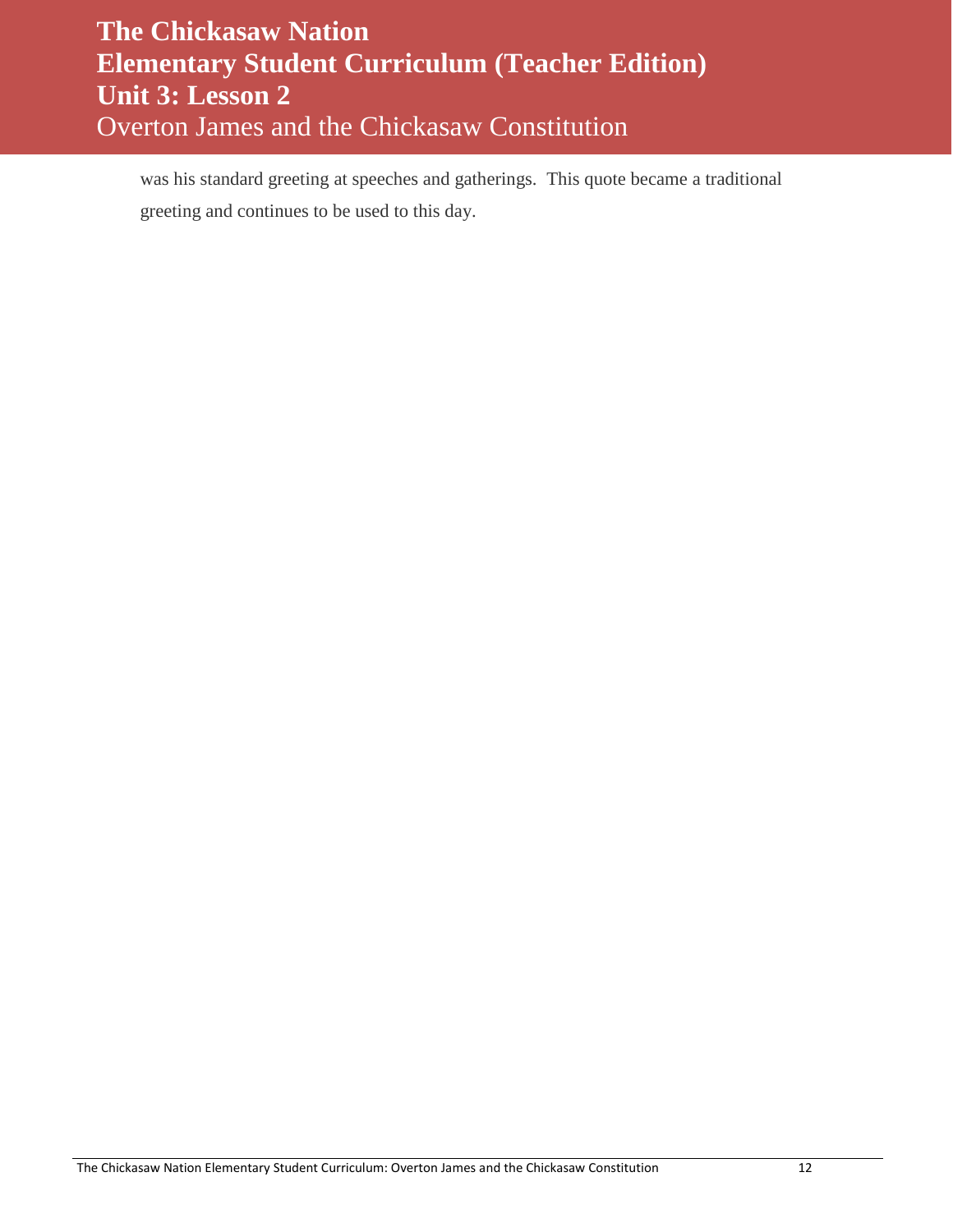was his standard greeting at speeches and gatherings. This quote became a traditional greeting and continues to be used to this day.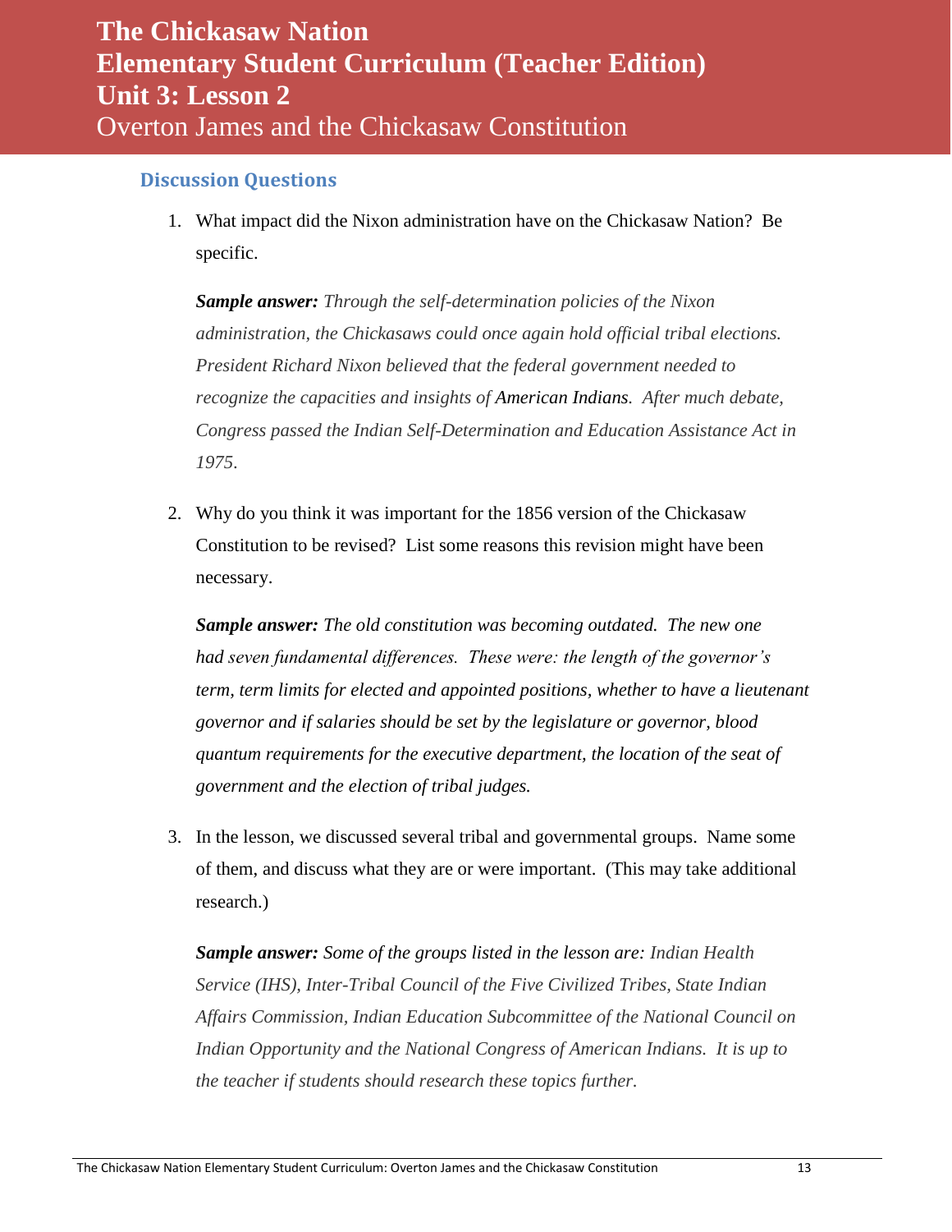# The Chickasaw Nation
# Elementary Student Curriculum (Teacher Edition)
# Unit 3: Lesson 2
## Overton James and the Chickasaw Constitution

### Discussion Questions

1. What impact did the Nixon administration have on the Chickasaw Nation? Be specific.

   ***Sample answer:*** *Through the self-determination policies of the Nixon administration, the Chickasaws could once again hold official tribal elections. President Richard Nixon believed that the federal government needed to recognize the capacities and insights of* American Indians*. After much debate, Congress passed the Indian Self-Determination and Education Assistance Act in 1975.*

2. Why do you think it was important for the 1856 version of the Chickasaw Constitution to be revised? List some reasons this revision might have been necessary.

   ***Sample answer:*** *The old constitution was becoming outdated. The new one had seven fundamental differences. These were: the length of the governor's term, term limits for elected and appointed positions, whether to have a lieutenant governor and if salaries should be set by the legislature or governor, blood quantum requirements for the executive department, the location of the seat of government and the election of tribal judges.*

3. In the lesson, we discussed several tribal and governmental groups. Name some of them, and discuss what they are or were important. (This may take additional research.)

   ***Sample answer:*** *Some of the groups listed in the lesson are: Indian Health Service (IHS), Inter-Tribal Council of the Five Civilized Tribes, State Indian Affairs Commission, Indian Education Subcommittee of the National Council on Indian Opportunity and the National Congress of American Indians. It is up to the teacher if students should research these topics further.*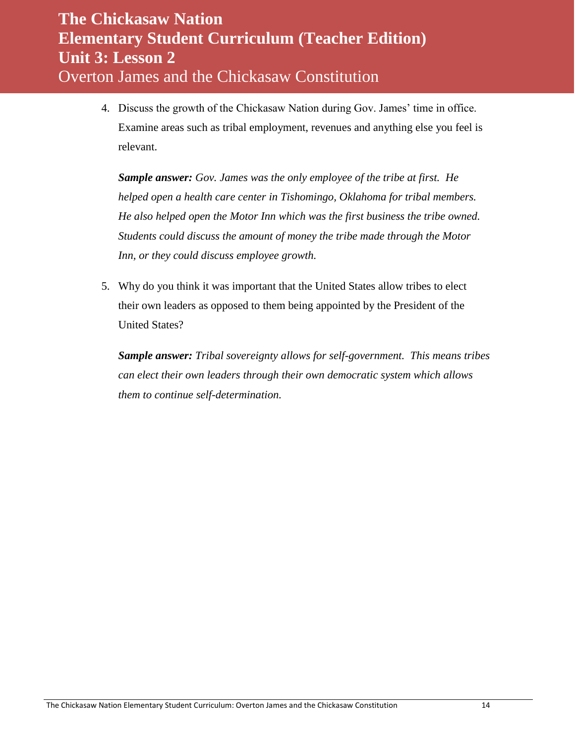4. Discuss the growth of the Chickasaw Nation during Gov. James' time in office. Examine areas such as tribal employment, revenues and anything else you feel is relevant.

   ***Sample answer:*** *Gov. James was the only employee of the tribe at first. He helped open a health care center in Tishomingo, Oklahoma for tribal members. He also helped open the Motor Inn which was the first business the tribe owned. Students could discuss the amount of money the tribe made through the Motor Inn, or they could discuss employee growth.*

5. Why do you think it was important that the United States allow tribes to elect their own leaders as opposed to them being appointed by the President of the United States?

   ***Sample answer:*** *Tribal sovereignty allows for self-government. This means tribes can elect their own leaders through their own democratic system which allows them to continue self-determination.*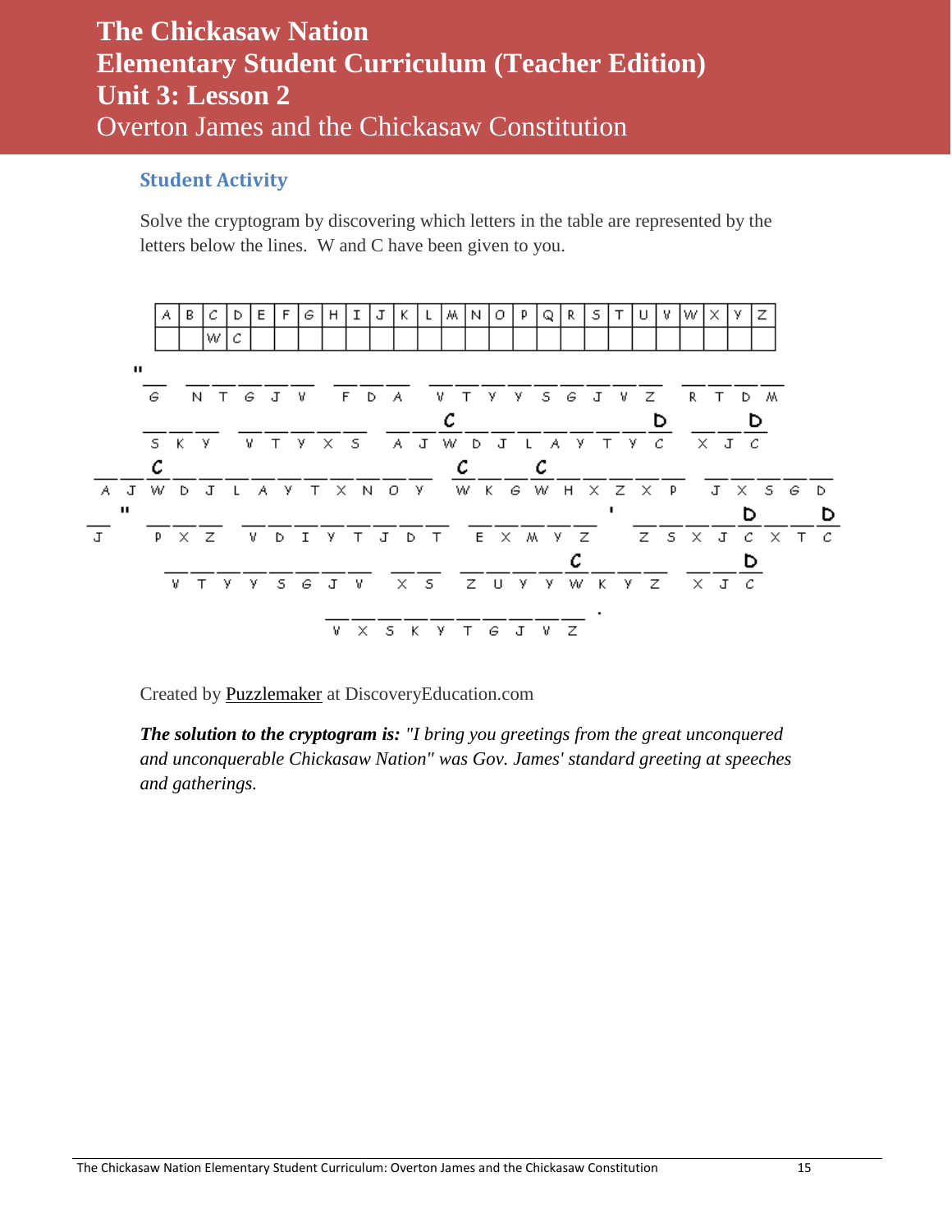# The Chickasaw Nation
# Elementary Student Curriculum (Teacher Edition)
# Unit 3: Lesson 2
## Overton James and the Chickasaw Constitution

### Student Activity

Solve the cryptogram by discovering which letters in the table are represented by the letters below the lines. W and C have been given to you.

| A | B | C | D | E | F | G | H | I | J | K | L | M | N | O | P | Q | R | S | T | U | V | W | X | Y | Z |
|---|---|---|---|---|---|---|---|---|---|---|---|---|---|---|---|---|---|---|---|---|---|---|---|---|---|
| | | W | C | | | | | | | | | | | | | | | | | | | | | | |

" G  N T G J V  F D A  V T Y Y S G J V Z  R T D M

S K Y  V T Y X S  A J W D J L A Y T Y C  X J C
(C over W; D over C)

A J W D J L A Y T X N O Y  W K G W H X Z X P  J X S G D
(C over W)

J "  P X Z  V D I Y T J D T  E X M Y Z '  Z S X J C X T C
(D over C)

V T Y Y S G J V  X S  Z U Y Y W K Y Z  X J C
(C over W; D over C)

V X S K Y T G J V Z .

Created by Puzzlemaker at DiscoveryEducation.com

***The solution to the cryptogram is:*** *"I bring you greetings from the great unconquered and unconquerable Chickasaw Nation" was Gov. James' standard greeting at speeches and gatherings.*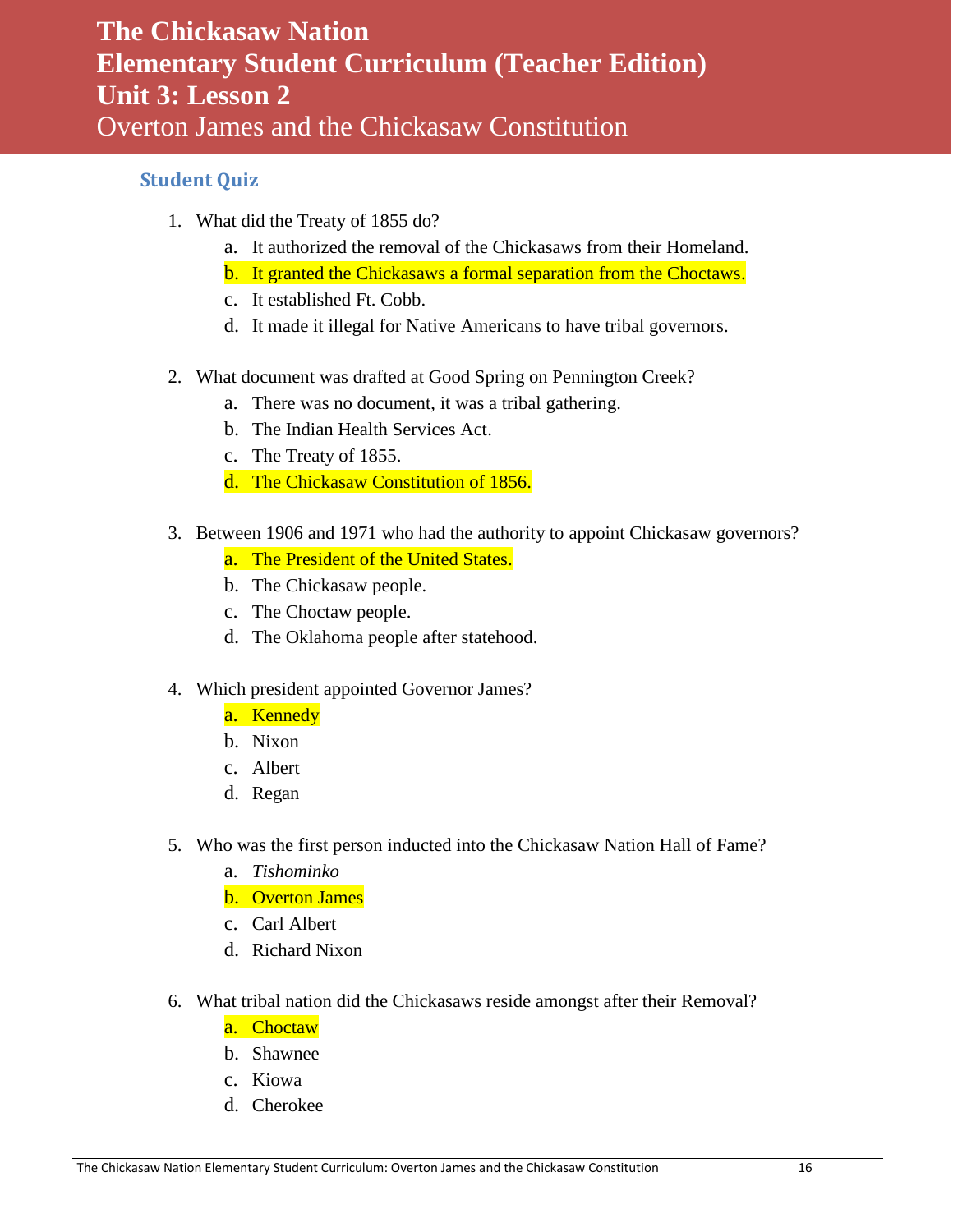# The Chickasaw Nation
# Elementary Student Curriculum (Teacher Edition)
# Unit 3: Lesson 2
# Overton James and the Chickasaw Constitution

## Student Quiz

1. What did the Treaty of 1855 do?
   a. It authorized the removal of the Chickasaws from their Homeland.
   b. **It granted the Chickasaws a formal separation from the Choctaws.**
   c. It established Ft. Cobb.
   d. It made it illegal for Native Americans to have tribal governors.

2. What document was drafted at Good Spring on Pennington Creek?
   a. There was no document, it was a tribal gathering.
   b. The Indian Health Services Act.
   c. The Treaty of 1855.
   d. **The Chickasaw Constitution of 1856.**

3. Between 1906 and 1971 who had the authority to appoint Chickasaw governors?
   a. **The President of the United States.**
   b. The Chickasaw people.
   c. The Choctaw people.
   d. The Oklahoma people after statehood.

4. Which president appointed Governor James?
   a. **Kennedy**
   b. Nixon
   c. Albert
   d. Regan

5. Who was the first person inducted into the Chickasaw Nation Hall of Fame?
   a. *Tishominko*
   b. **Overton James**
   c. Carl Albert
   d. Richard Nixon

6. What tribal nation did the Chickasaws reside amongst after their Removal?
   a. **Choctaw**
   b. Shawnee
   c. Kiowa
   d. Cherokee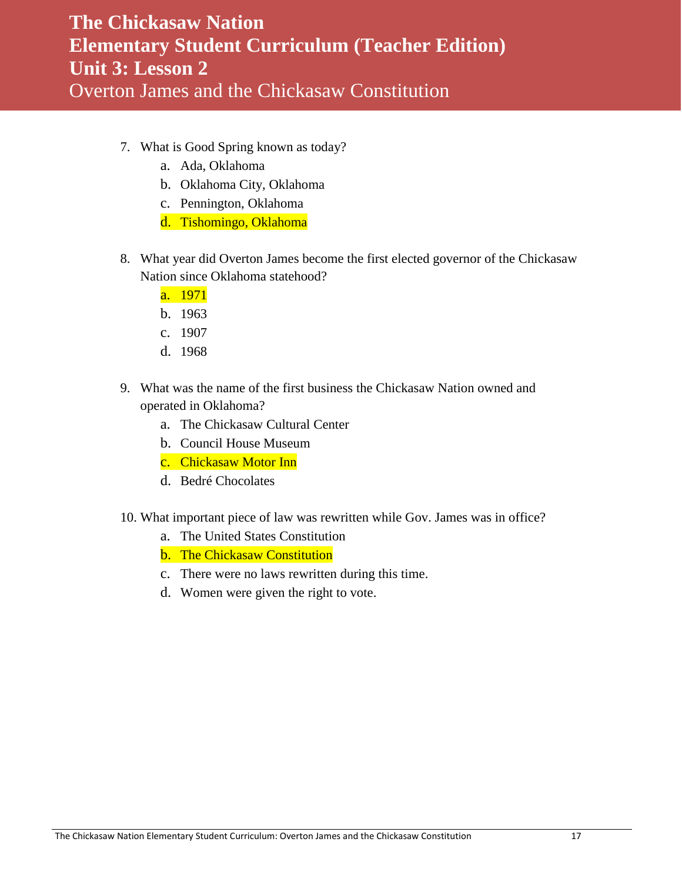# The Chickasaw Nation
# Elementary Student Curriculum (Teacher Edition)
# Unit 3: Lesson 2
## Overton James and the Chickasaw Constitution

7. What is Good Spring known as today?
   a. Ada, Oklahoma
   b. Oklahoma City, Oklahoma
   c. Pennington, Oklahoma
   d. Tishomingo, Oklahoma

8. What year did Overton James become the first elected governor of the Chickasaw Nation since Oklahoma statehood?
   a. 1971
   b. 1963
   c. 1907
   d. 1968

9. What was the name of the first business the Chickasaw Nation owned and operated in Oklahoma?
   a. The Chickasaw Cultural Center
   b. Council House Museum
   c. Chickasaw Motor Inn
   d. Bedré Chocolates

10. What important piece of law was rewritten while Gov. James was in office?
    a. The United States Constitution
    b. The Chickasaw Constitution
    c. There were no laws rewritten during this time.
    d. Women were given the right to vote.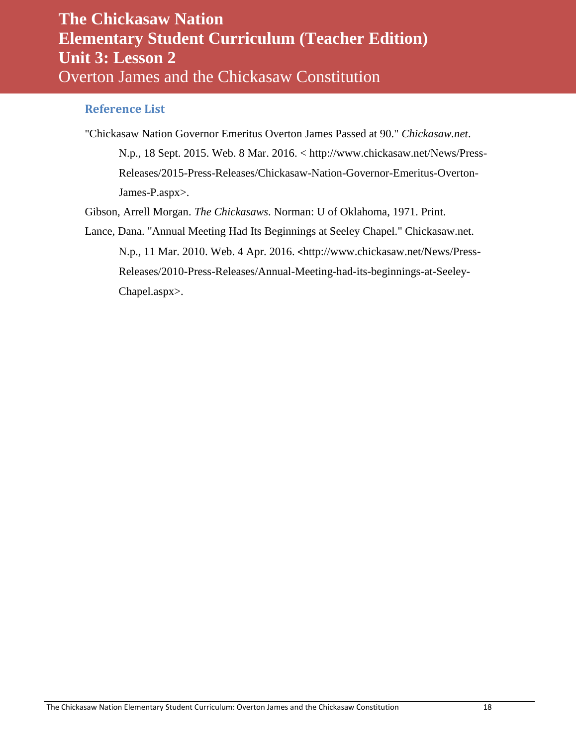# The Chickasaw Nation
# Elementary Student Curriculum (Teacher Edition)
# Unit 3: Lesson 2
## Overton James and the Chickasaw Constitution

### Reference List

"Chickasaw Nation Governor Emeritus Overton James Passed at 90." *Chickasaw.net*. N.p., 18 Sept. 2015. Web. 8 Mar. 2016. < http://www.chickasaw.net/News/Press-Releases/2015-Press-Releases/Chickasaw-Nation-Governor-Emeritus-Overton-James-P.aspx>.

Gibson, Arrell Morgan. *The Chickasaws*. Norman: U of Oklahoma, 1971. Print.

Lance, Dana. "Annual Meeting Had Its Beginnings at Seeley Chapel." Chickasaw.net. N.p., 11 Mar. 2010. Web. 4 Apr. 2016. <http://www.chickasaw.net/News/Press-Releases/2010-Press-Releases/Annual-Meeting-had-its-beginnings-at-Seeley-Chapel.aspx>.